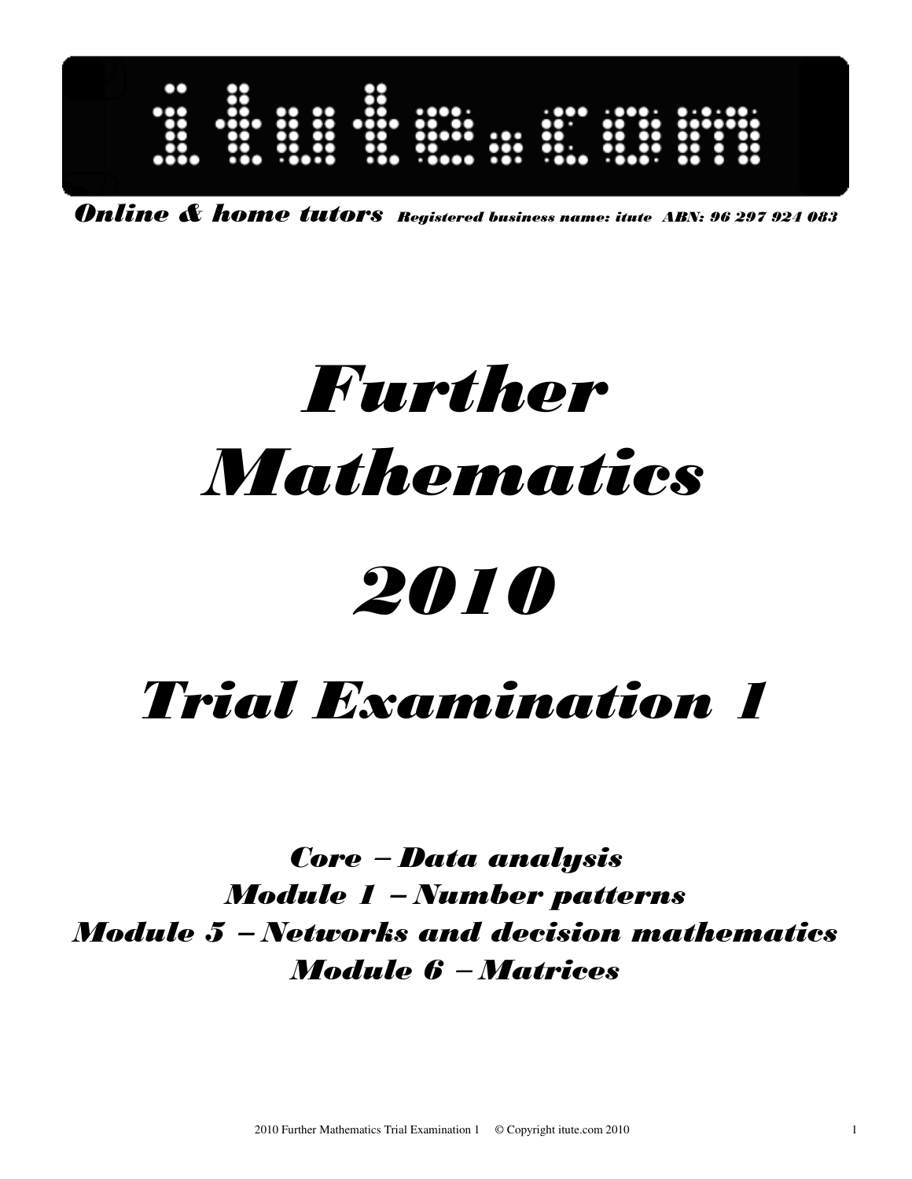itute.com

*Online & home tutors* *Registered business name: itute ABN: 96 297 924 083*

# *Further Mathematics*

# *2010*

# *Trial Examination 1*

***Core – Data analysis***

***Module 1 – Number patterns***

***Module 5 – Networks and decision mathematics***

***Module 6 – Matrices***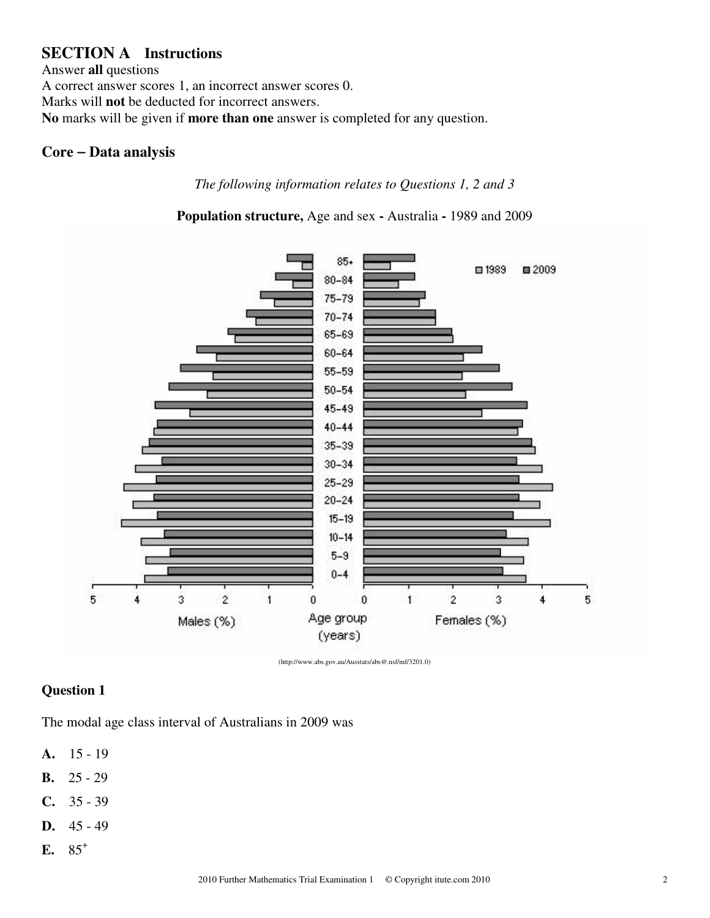## SECTION A Instructions

Answer **all** questions

A correct answer scores 1, an incorrect answer scores 0.

Marks will **not** be deducted for incorrect answers.

**No** marks will be given if **more than one** answer is completed for any question.

## Core – Data analysis

*The following information relates to Questions 1, 2 and 3*

**Population structure,** Age and sex **-** Australia **-** 1989 and 2009

(http://www.abs.gov.au/Ausstats/abs@.nsf/mf/3201.0)

### Question 1

The modal age class interval of Australians in 2009 was

**A.** 15 - 19

**B.** 25 - 29

**C.** 35 - 39

**D.** 45 - 49

**E.** $85^+$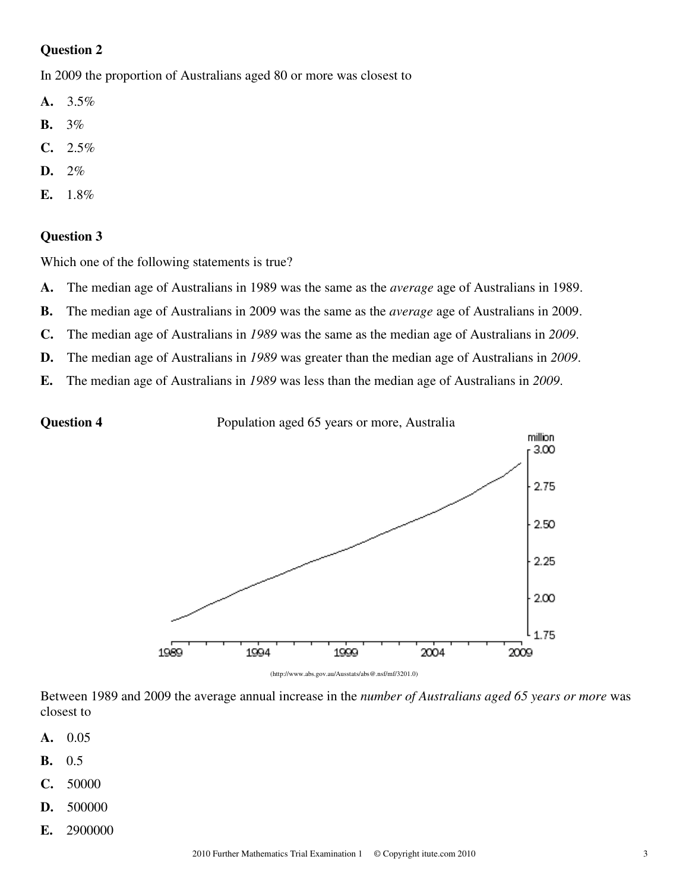**Question 2**

In 2009 the proportion of Australians aged 80 or more was closest to

**A.** 3.5%

**B.** 3%

**C.** 2.5%

**D.** 2%

**E.** 1.8%

**Question 3**

Which one of the following statements is true?

**A.** The median age of Australians in 1989 was the same as the *average* age of Australians in 1989.

**B.** The median age of Australians in 2009 was the same as the *average* age of Australians in 2009.

**C.** The median age of Australians in *1989* was the same as the median age of Australians in *2009*.

**D.** The median age of Australians in *1989* was greater than the median age of Australians in *2009*.

**E.** The median age of Australians in *1989* was less than the median age of Australians in *2009*.

**Question 4**

Population aged 65 years or more, Australia

(http://www.abs.gov.au/Ausstats/abs@.nsf/mf/3201.0)

Between 1989 and 2009 the average annual increase in the *number of Australians aged 65 years or more* was closest to

**A.** 0.05

**B.** 0.5

**C.** 50000

**D.** 500000

**E.** 2900000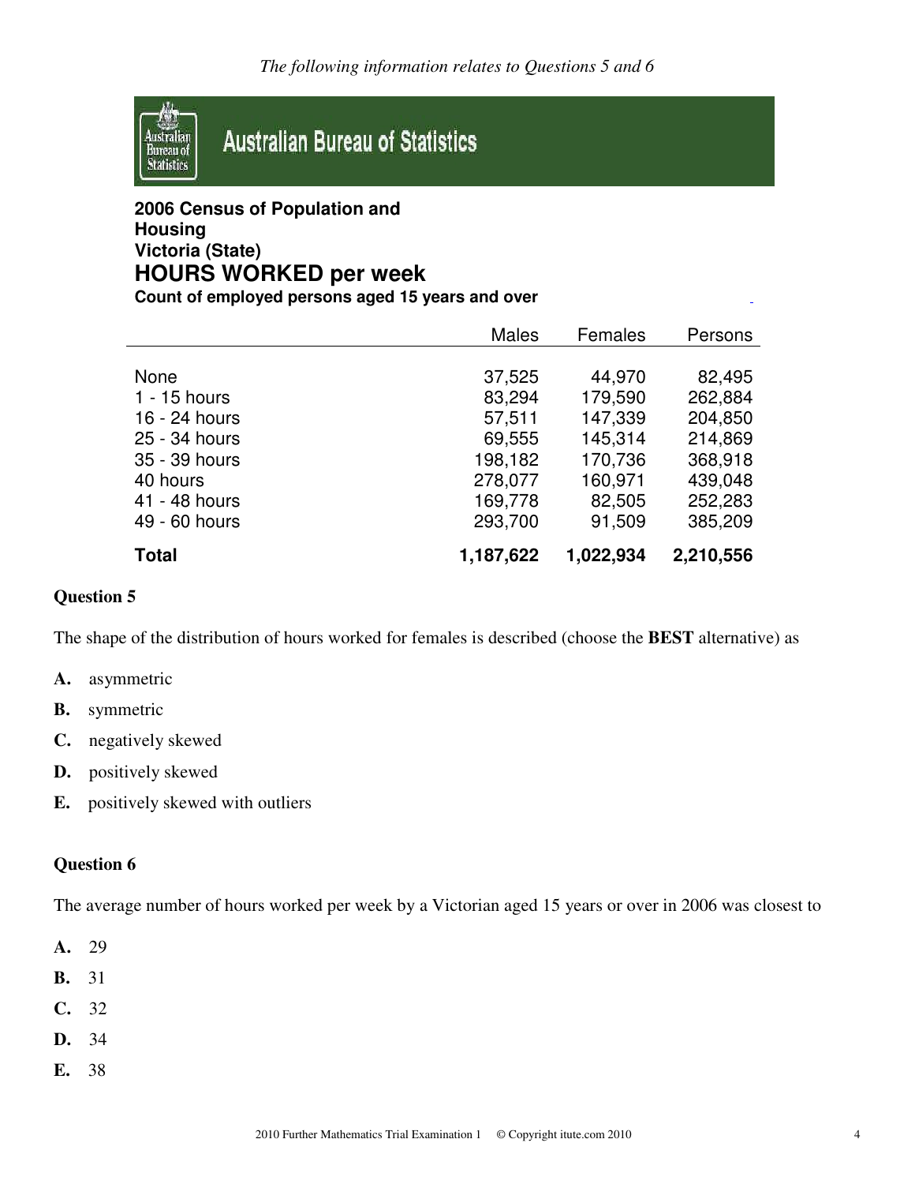*The following information relates to Questions 5 and 6*

**Australian Bureau of Statistics**

**2006 Census of Population and Housing**
**Victoria (State)**
## HOURS WORKED per week
**Count of employed persons aged 15 years and over**

| | Males | Females | Persons |
|---|---|---|---|
| None | 37,525 | 44,970 | 82,495 |
| 1 - 15 hours | 83,294 | 179,590 | 262,884 |
| 16 - 24 hours | 57,511 | 147,339 | 204,850 |
| 25 - 34 hours | 69,555 | 145,314 | 214,869 |
| 35 - 39 hours | 198,182 | 170,736 | 368,918 |
| 40 hours | 278,077 | 160,971 | 439,048 |
| 41 - 48 hours | 169,778 | 82,505 | 252,283 |
| 49 - 60 hours | 293,700 | 91,509 | 385,209 |
| **Total** | **1,187,622** | **1,022,934** | **2,210,556** |

**Question 5**

The shape of the distribution of hours worked for females is described (choose the **BEST** alternative) as

**A.** asymmetric

**B.** symmetric

**C.** negatively skewed

**D.** positively skewed

**E.** positively skewed with outliers

**Question 6**

The average number of hours worked per week by a Victorian aged 15 years or over in 2006 was closest to

**A.** 29

**B.** 31

**C.** 32

**D.** 34

**E.** 38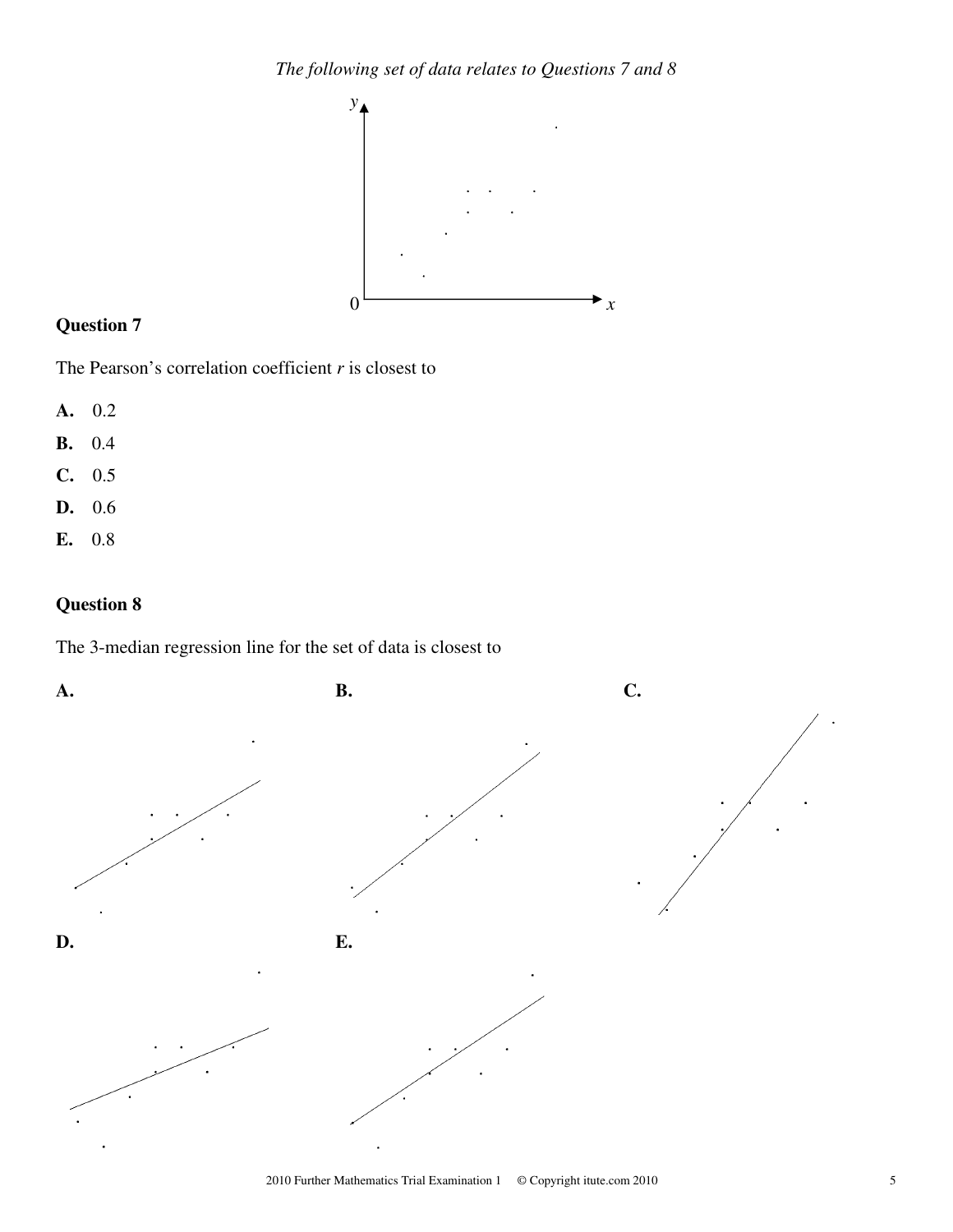*The following set of data relates to Questions 7 and 8*

### Question 7

The Pearson's correlation coefficient $r$ is closest to

**A.** 0.2

**B.** 0.4

**C.** 0.5

**D.** 0.6

**E.** 0.8

### Question 8

The 3-median regression line for the set of data is closest to

**A.**

**B.**

**C.**

**D.**

**E.**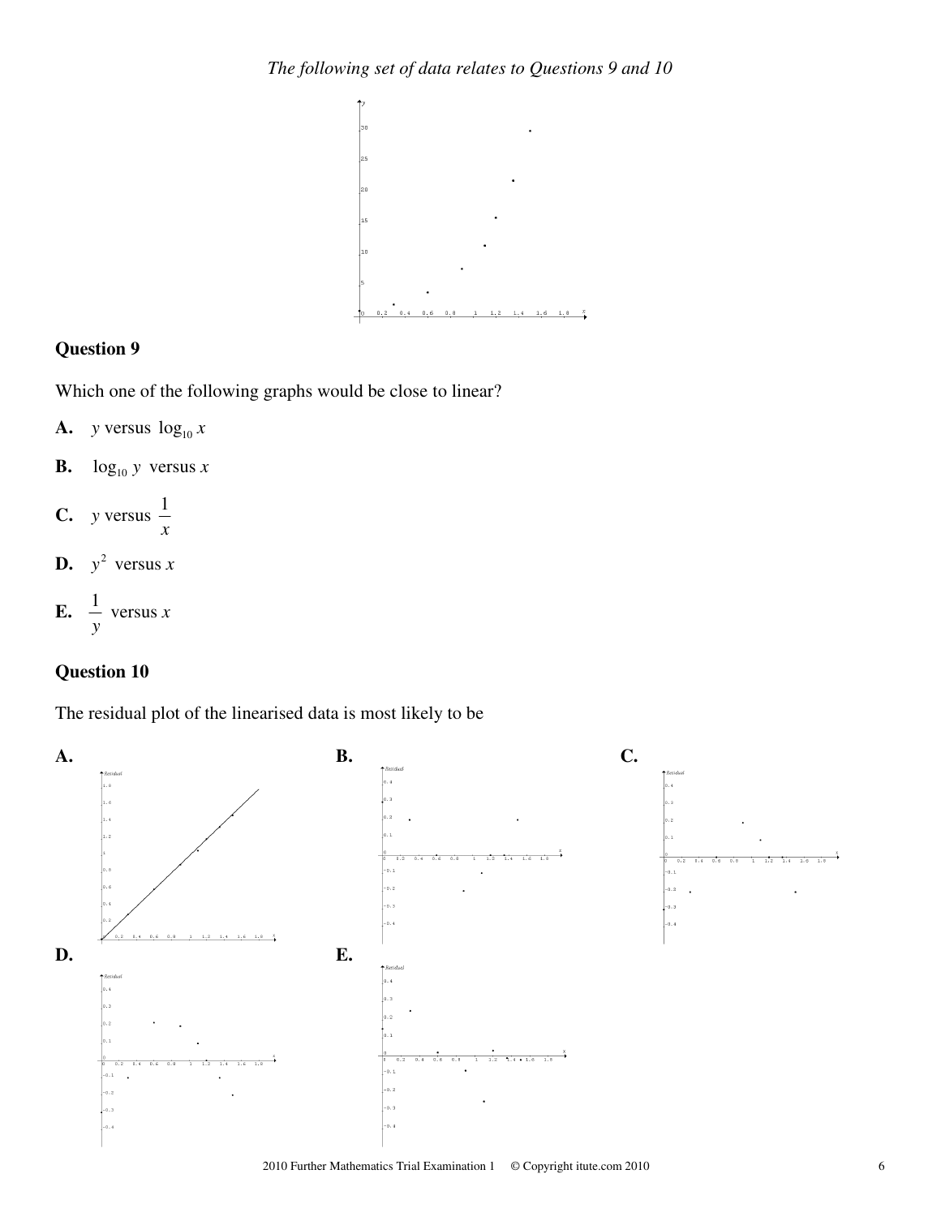*The following set of data relates to Questions 9 and 10*

### Question 9

Which one of the following graphs would be close to linear?

**A.** $y$ versus $\log_{10} x$

**B.** $\log_{10} y$ versus $x$

**C.** $y$ versus $\dfrac{1}{x}$

**D.** $y^2$ versus $x$

**E.** $\dfrac{1}{y}$ versus $x$

### Question 10

The residual plot of the linearised data is most likely to be

**A.**

**B.**

**C.**

**D.**

**E.**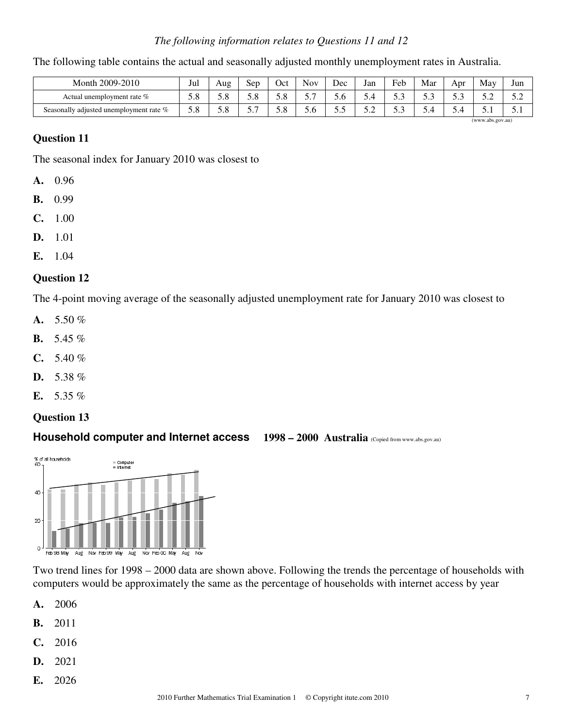*The following information relates to Questions 11 and 12*

The following table contains the actual and seasonally adjusted monthly unemployment rates in Australia.

| Month 2009-2010 | Jul | Aug | Sep | Oct | Nov | Dec | Jan | Feb | Mar | Apr | May | Jun |
|---|---|---|---|---|---|---|---|---|---|---|---|---|
| Actual unemployment rate % | 5.8 | 5.8 | 5.8 | 5.8 | 5.7 | 5.6 | 5.4 | 5.3 | 5.3 | 5.3 | 5.2 | 5.2 |
| Seasonally adjusted unemployment rate % | 5.8 | 5.8 | 5.7 | 5.8 | 5.6 | 5.5 | 5.2 | 5.3 | 5.4 | 5.4 | 5.1 | 5.1 |

(www.abs.gov.au)

### Question 11

The seasonal index for January 2010 was closest to

**A.** 0.96

**B.** 0.99

**C.** 1.00

**D.** 1.01

**E.** 1.04

### Question 12

The 4-point moving average of the seasonally adjusted unemployment rate for January 2010 was closest to

**A.** 5.50 %

**B.** 5.45 %

**C.** 5.40 %

**D.** 5.38 %

**E.** 5.35 %

### Question 13

**Household computer and Internet access 1998 – 2000 Australia** (Copied from www.abs.gov.au)

Two trend lines for 1998 – 2000 data are shown above. Following the trends the percentage of households with computers would be approximately the same as the percentage of households with internet access by year

**A.** 2006

**B.** 2011

**C.** 2016

**D.** 2021

**E.** 2026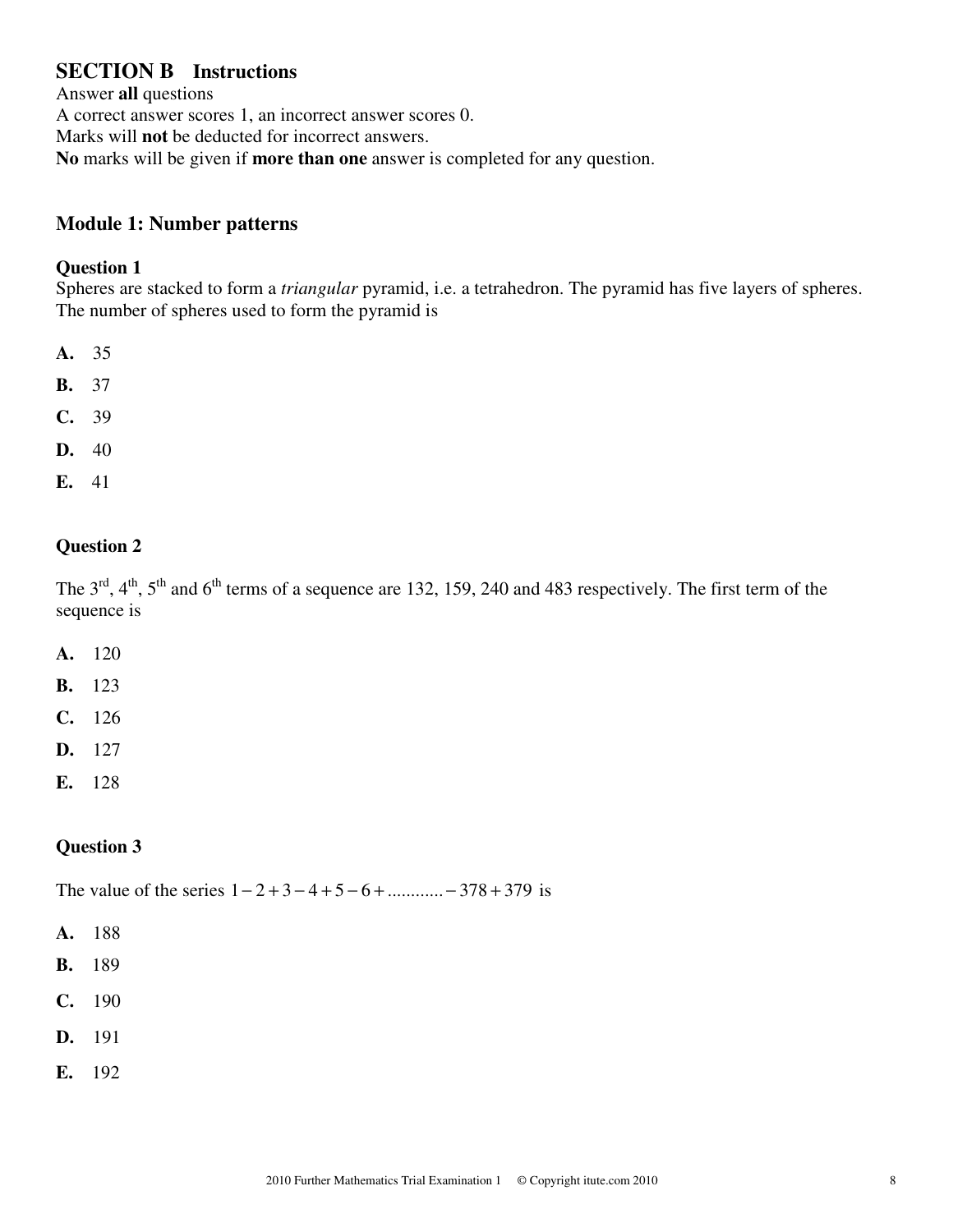## SECTION B Instructions

Answer **all** questions

A correct answer scores 1, an incorrect answer scores 0.

Marks will **not** be deducted for incorrect answers.

**No** marks will be given if **more than one** answer is completed for any question.

## Module 1: Number patterns

### Question 1

Spheres are stacked to form a *triangular* pyramid, i.e. a tetrahedron. The pyramid has five layers of spheres. The number of spheres used to form the pyramid is

**A.** 35

**B.** 37

**C.** 39

**D.** 40

**E.** 41

### Question 2

The 3rd, 4th, 5th and 6th terms of a sequence are 132, 159, 240 and 483 respectively. The first term of the sequence is

**A.** 120

**B.** 123

**C.** 126

**D.** 127

**E.** 128

### Question 3

The value of the series $1-2+3-4+5-6+\ldots\ldots\ldots\ldots-378+379$ is

**A.** 188

**B.** 189

**C.** 190

**D.** 191

**E.** 192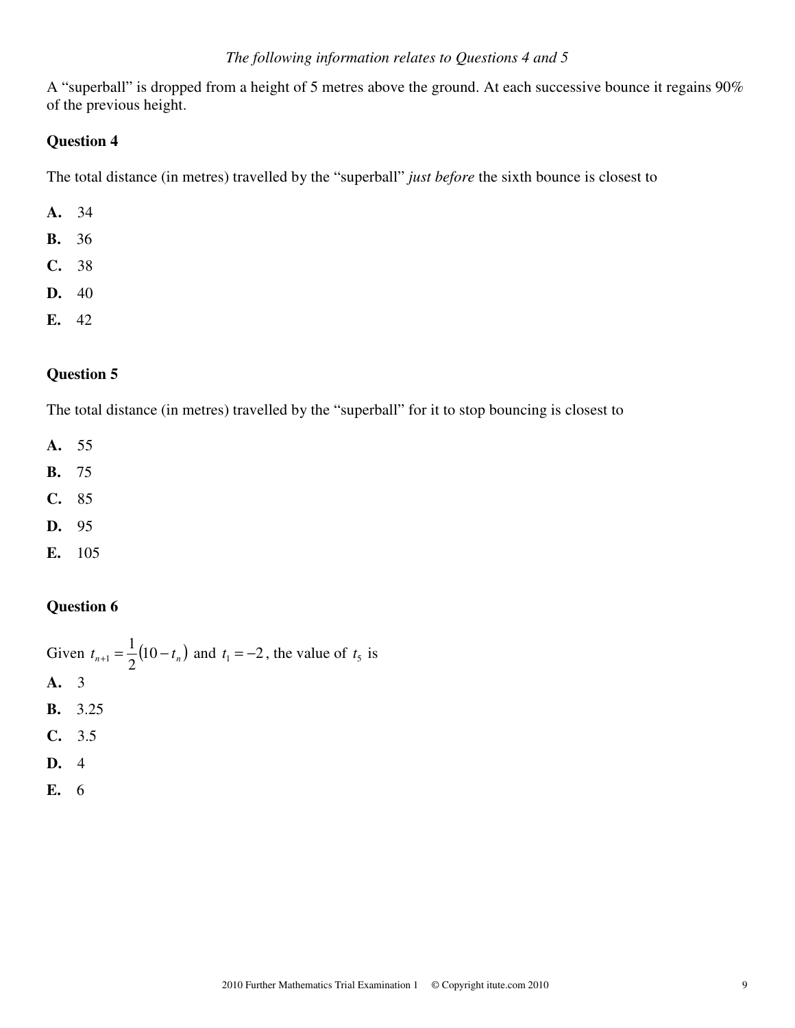*The following information relates to Questions 4 and 5*

A "superball" is dropped from a height of 5 metres above the ground. At each successive bounce it regains 90% of the previous height.

**Question 4**

The total distance (in metres) travelled by the "superball" *just before* the sixth bounce is closest to

**A.** 34

**B.** 36

**C.** 38

**D.** 40

**E.** 42

**Question 5**

The total distance (in metres) travelled by the "superball" for it to stop bouncing is closest to

**A.** 55

**B.** 75

**C.** 85

**D.** 95

**E.** 105

**Question 6**

Given $t_{n+1} = \frac{1}{2}(10 - t_n)$ and $t_1 = -2$, the value of $t_5$ is

**A.** 3

**B.** 3.25

**C.** 3.5

**D.** 4

**E.** 6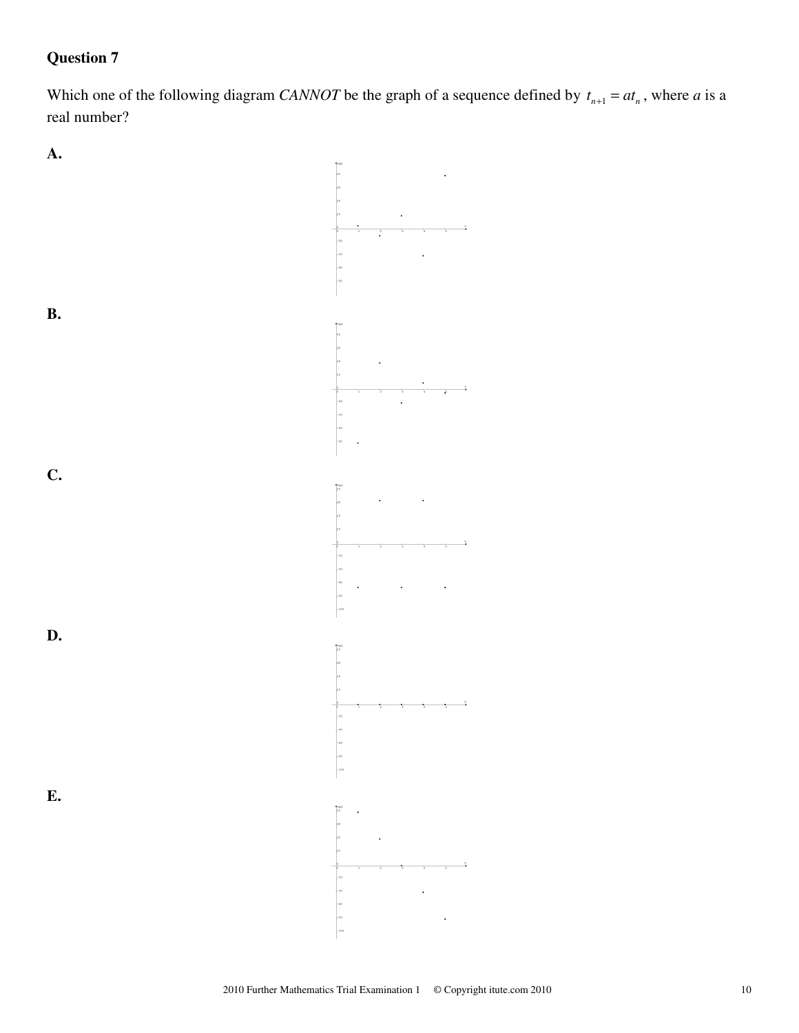**Question 7**

Which one of the following diagram *CANNOT* be the graph of a sequence defined by $t_{n+1} = at_n$, where $a$ is a real number?

**A.**

**B.**

**C.**

**D.**

**E.**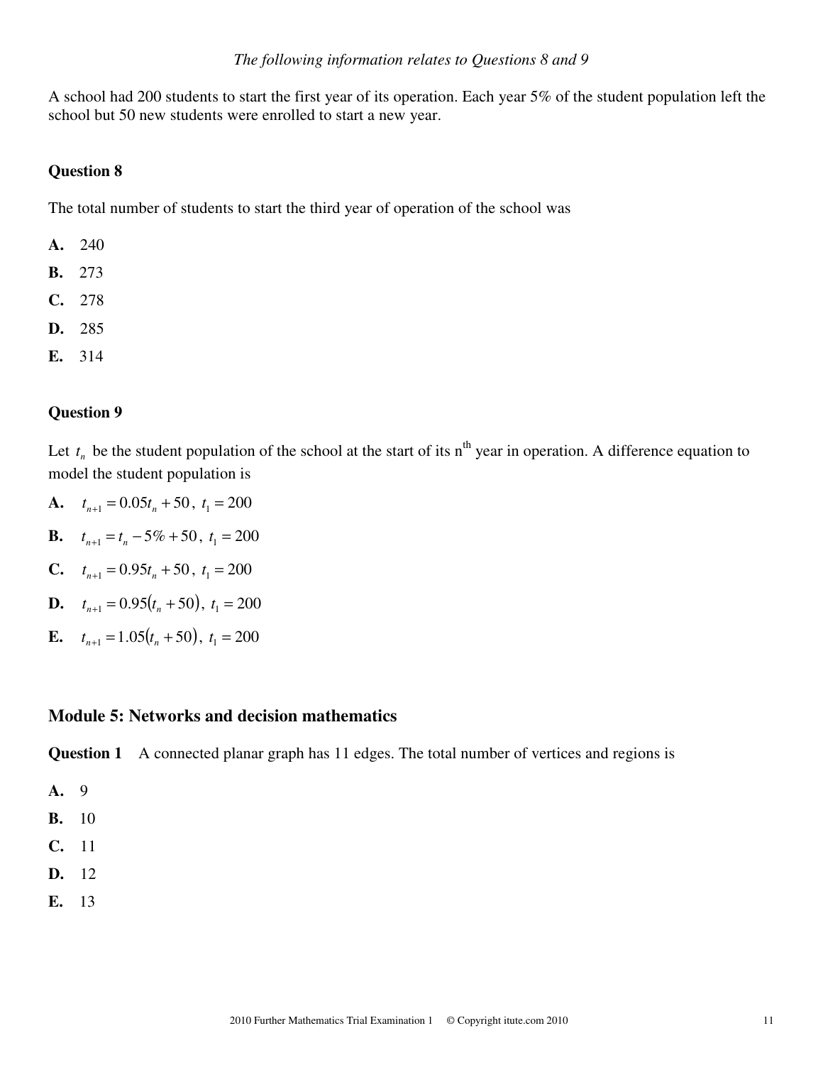*The following information relates to Questions 8 and 9*

A school had 200 students to start the first year of its operation. Each year 5% of the student population left the school but 50 new students were enrolled to start a new year.

**Question 8**

The total number of students to start the third year of operation of the school was

**A.** 240

**B.** 273

**C.** 278

**D.** 285

**E.** 314

**Question 9**

Let $t_n$ be the student population of the school at the start of its n[th] year in operation. A difference equation to model the student population is

**A.** $t_{n+1} = 0.05t_n + 50$, $t_1 = 200$

**B.** $t_{n+1} = t_n - 5\% + 50$, $t_1 = 200$

**C.** $t_{n+1} = 0.95t_n + 50$, $t_1 = 200$

**D.** $t_{n+1} = 0.95(t_n + 50)$, $t_1 = 200$

**E.** $t_{n+1} = 1.05(t_n + 50)$, $t_1 = 200$

## Module 5: Networks and decision mathematics

**Question 1** A connected planar graph has 11 edges. The total number of vertices and regions is

**A.** 9

**B.** 10

**C.** 11

**D.** 12

**E.** 13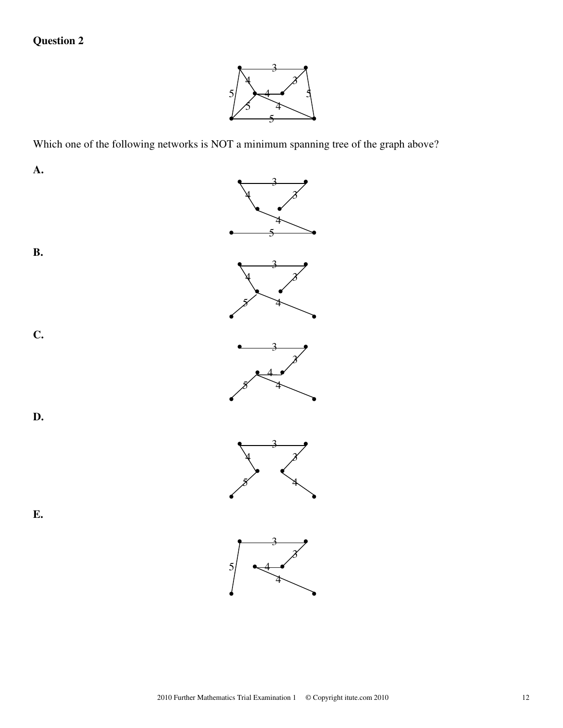**Question 2**

Which one of the following networks is NOT a minimum spanning tree of the graph above?

**A.**

**B.**

**C.**

**D.**

**E.**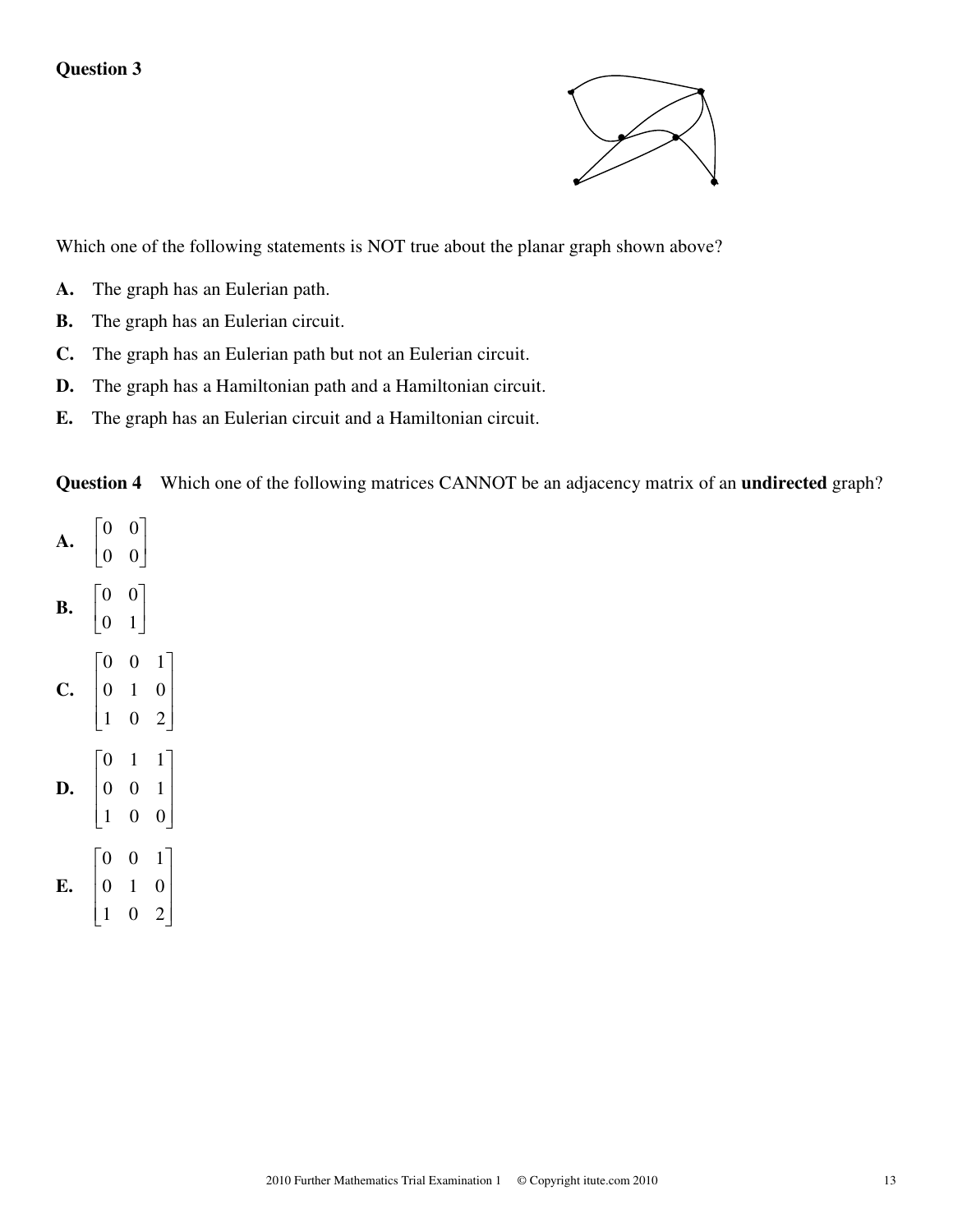**Question 3**

Which one of the following statements is NOT true about the planar graph shown above?

**A.** The graph has an Eulerian path.

**B.** The graph has an Eulerian circuit.

**C.** The graph has an Eulerian path but not an Eulerian circuit.

**D.** The graph has a Hamiltonian path and a Hamiltonian circuit.

**E.** The graph has an Eulerian circuit and a Hamiltonian circuit.

**Question 4** Which one of the following matrices CANNOT be an adjacency matrix of an **undirected** graph?

**A.** $\begin{bmatrix} 0 & 0 \\ 0 & 0 \end{bmatrix}$

**B.** $\begin{bmatrix} 0 & 0 \\ 0 & 1 \end{bmatrix}$

**C.** $\begin{bmatrix} 0 & 0 & 1 \\ 0 & 1 & 0 \\ 1 & 0 & 2 \end{bmatrix}$

**D.** $\begin{bmatrix} 0 & 1 & 1 \\ 0 & 0 & 1 \\ 1 & 0 & 0 \end{bmatrix}$

**E.** $\begin{bmatrix} 0 & 0 & 1 \\ 0 & 1 & 0 \\ 1 & 0 & 2 \end{bmatrix}$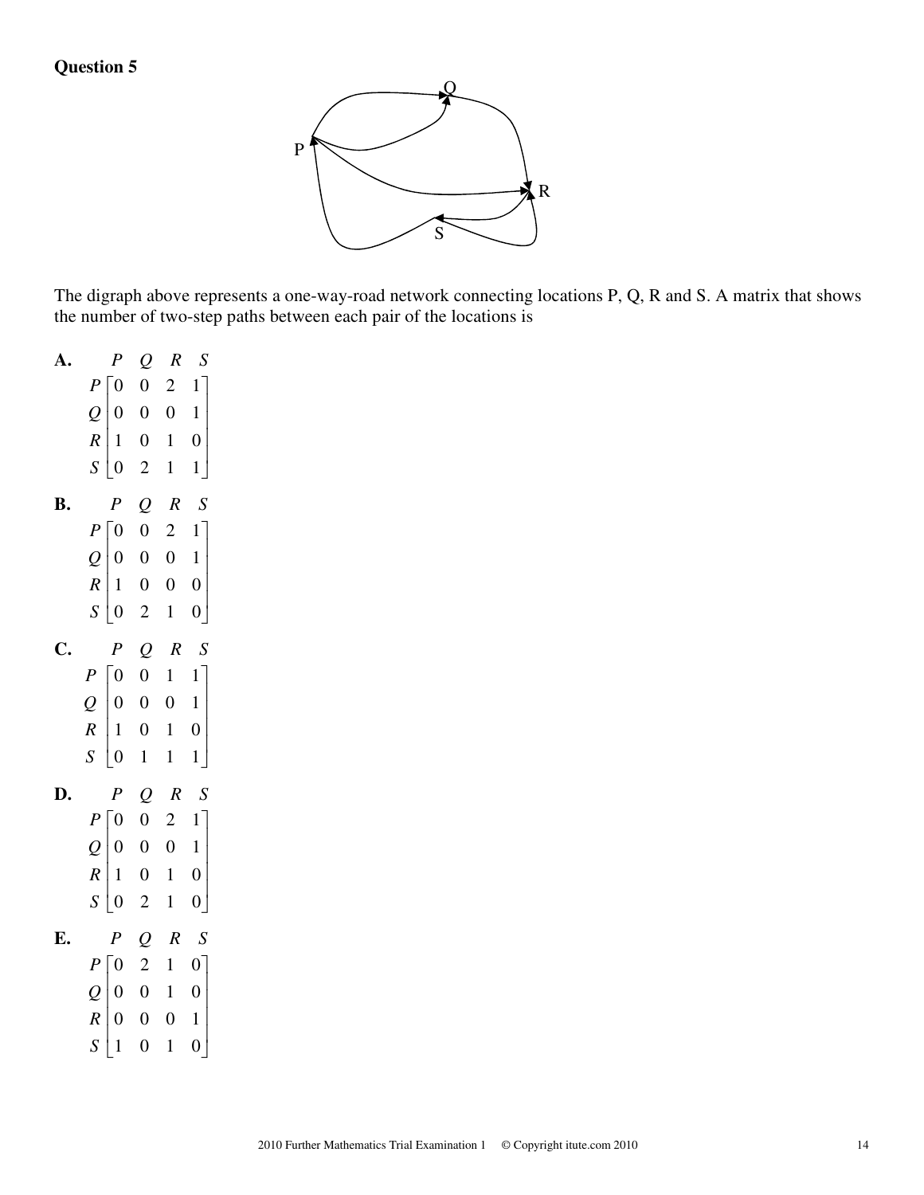**Question 5**

The digraph above represents a one-way-road network connecting locations P, Q, R and S. A matrix that shows the number of two-step paths between each pair of the locations is

**A.**
$$\begin{array}{c} \\ P \\ Q \\ R \\ S \end{array} \begin{array}{c} \begin{array}{cccc} P & Q & R & S \end{array} \\ \begin{bmatrix} 0 & 0 & 2 & 1 \\ 0 & 0 & 0 & 1 \\ 1 & 0 & 1 & 0 \\ 0 & 2 & 1 & 1 \end{bmatrix} \end{array}$$

**B.**
$$\begin{array}{c} \\ P \\ Q \\ R \\ S \end{array} \begin{array}{c} \begin{array}{cccc} P & Q & R & S \end{array} \\ \begin{bmatrix} 0 & 0 & 2 & 1 \\ 0 & 0 & 0 & 1 \\ 1 & 0 & 0 & 0 \\ 0 & 2 & 1 & 0 \end{bmatrix} \end{array}$$

**C.**
$$\begin{array}{c} \\ P \\ Q \\ R \\ S \end{array} \begin{array}{c} \begin{array}{cccc} P & Q & R & S \end{array} \\ \begin{bmatrix} 0 & 0 & 1 & 1 \\ 0 & 0 & 0 & 1 \\ 1 & 0 & 1 & 0 \\ 0 & 1 & 1 & 1 \end{bmatrix} \end{array}$$

**D.**
$$\begin{array}{c} \\ P \\ Q \\ R \\ S \end{array} \begin{array}{c} \begin{array}{cccc} P & Q & R & S \end{array} \\ \begin{bmatrix} 0 & 0 & 2 & 1 \\ 0 & 0 & 0 & 1 \\ 1 & 0 & 1 & 0 \\ 0 & 2 & 1 & 0 \end{bmatrix} \end{array}$$

**E.**
$$\begin{array}{c} \\ P \\ Q \\ R \\ S \end{array} \begin{array}{c} \begin{array}{cccc} P & Q & R & S \end{array} \\ \begin{bmatrix} 0 & 2 & 1 & 0 \\ 0 & 0 & 1 & 0 \\ 0 & 0 & 0 & 1 \\ 1 & 0 & 1 & 0 \end{bmatrix} \end{array}$$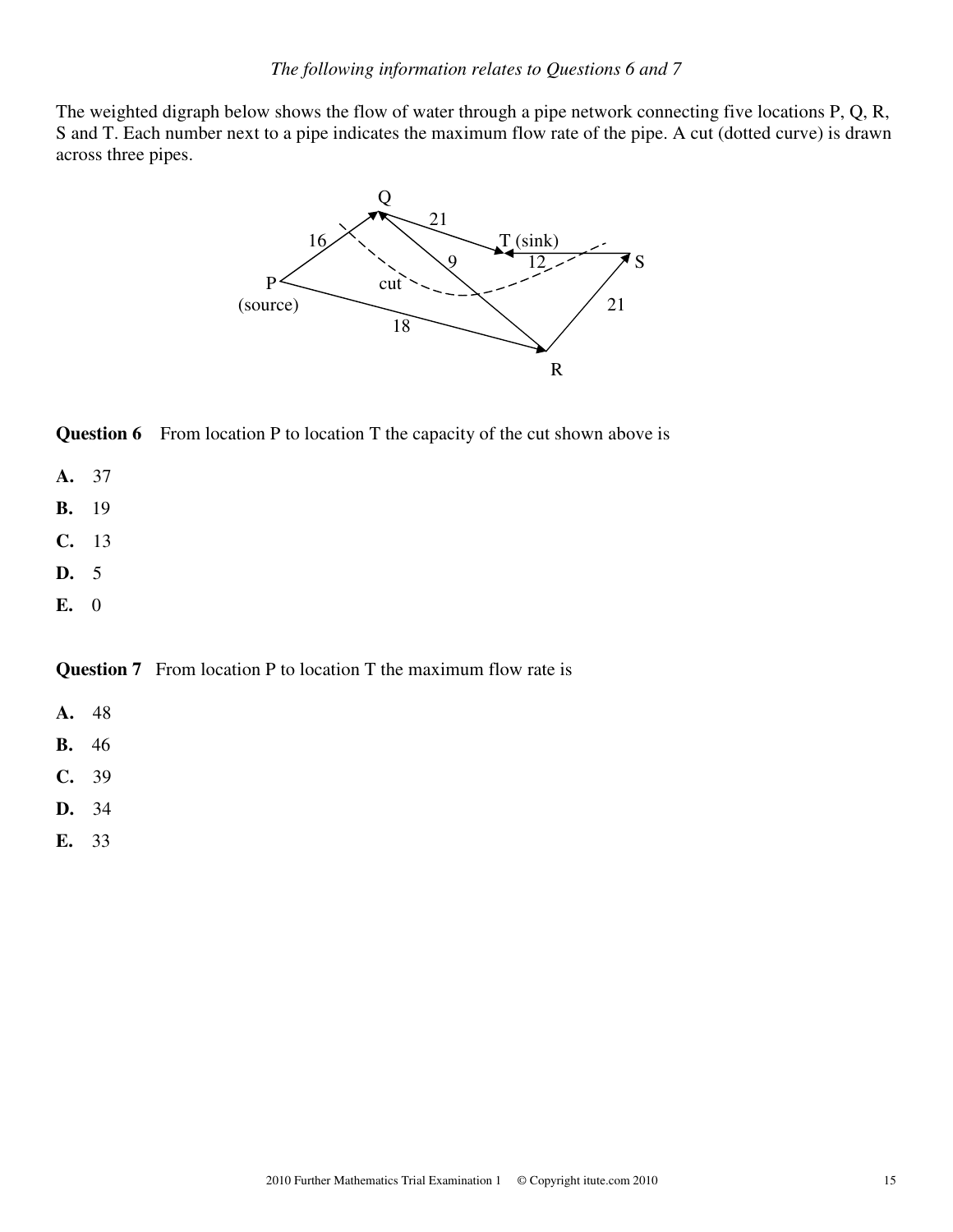*The following information relates to Questions 6 and 7*

The weighted digraph below shows the flow of water through a pipe network connecting five locations P, Q, R, S and T. Each number next to a pipe indicates the maximum flow rate of the pipe. A cut (dotted curve) is drawn across three pipes.

**Question 6** From location P to location T the capacity of the cut shown above is

**A.** 37

**B.** 19

**C.** 13

**D.** 5

**E.** 0

**Question 7** From location P to location T the maximum flow rate is

**A.** 48

**B.** 46

**C.** 39

**D.** 34

**E.** 33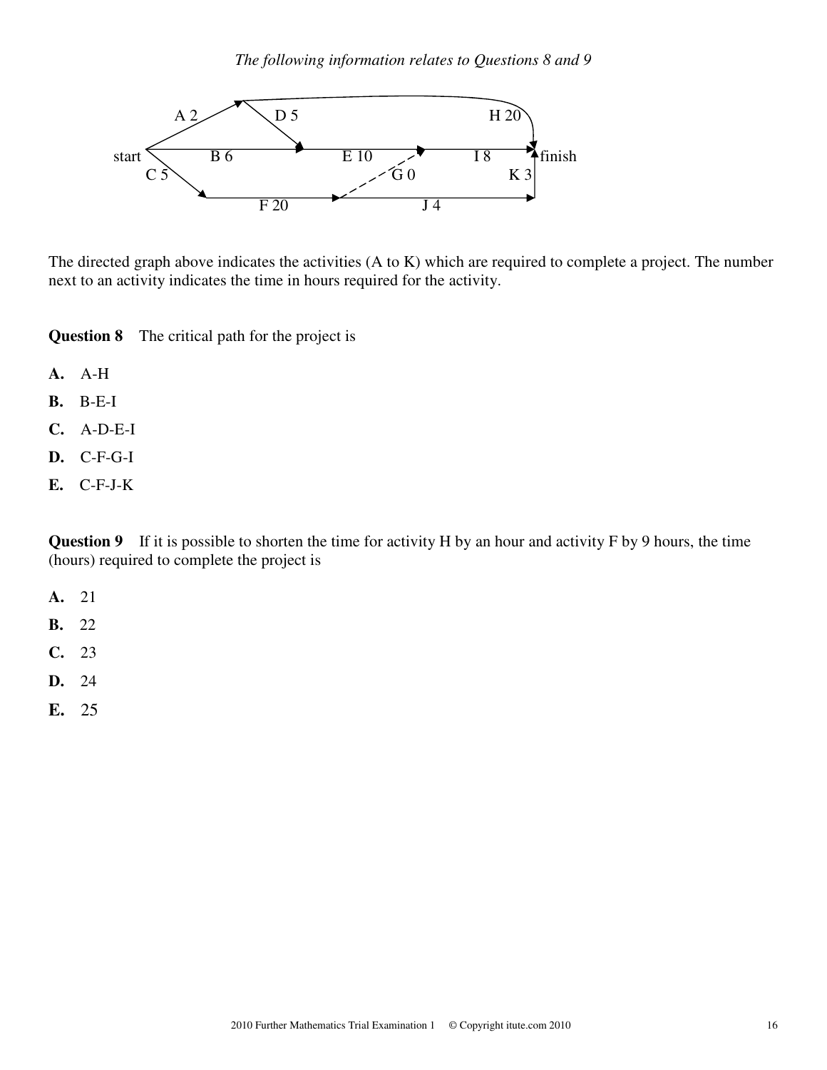*The following information relates to Questions 8 and 9*

The directed graph above indicates the activities (A to K) which are required to complete a project. The number next to an activity indicates the time in hours required for the activity.

**Question 8** The critical path for the project is

**A.** A-H

**B.** B-E-I

**C.** A-D-E-I

**D.** C-F-G-I

**E.** C-F-J-K

**Question 9** If it is possible to shorten the time for activity H by an hour and activity F by 9 hours, the time (hours) required to complete the project is

**A.** 21

**B.** 22

**C.** 23

**D.** 24

**E.** 25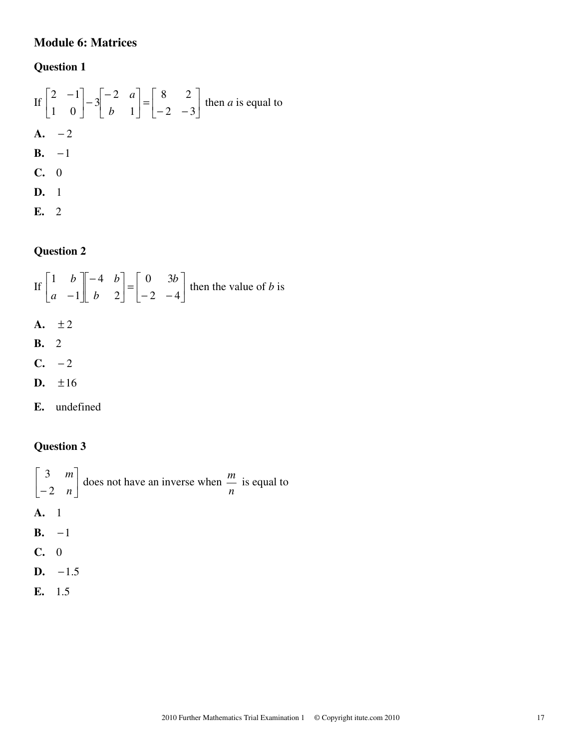## Module 6: Matrices

### Question 1

If $\begin{bmatrix} 2 & -1 \\ 1 & 0 \end{bmatrix} - 3\begin{bmatrix} -2 & a \\ b & 1 \end{bmatrix} = \begin{bmatrix} 8 & 2 \\ -2 & -3 \end{bmatrix}$ then $a$ is equal to

**A.** $-2$

**B.** $-1$

**C.** $0$

**D.** $1$

**E.** $2$

### Question 2

If $\begin{bmatrix} 1 & b \\ a & -1 \end{bmatrix}\begin{bmatrix} -4 & b \\ b & 2 \end{bmatrix} = \begin{bmatrix} 0 & 3b \\ -2 & -4 \end{bmatrix}$ then the value of $b$ is

**A.** $\pm 2$

**B.** $2$

**C.** $-2$

**D.** $\pm 16$

**E.** undefined

### Question 3

$\begin{bmatrix} 3 & m \\ -2 & n \end{bmatrix}$ does not have an inverse when $\dfrac{m}{n}$ is equal to

**A.** $1$

**B.** $-1$

**C.** $0$

**D.** $-1.5$

**E.** $1.5$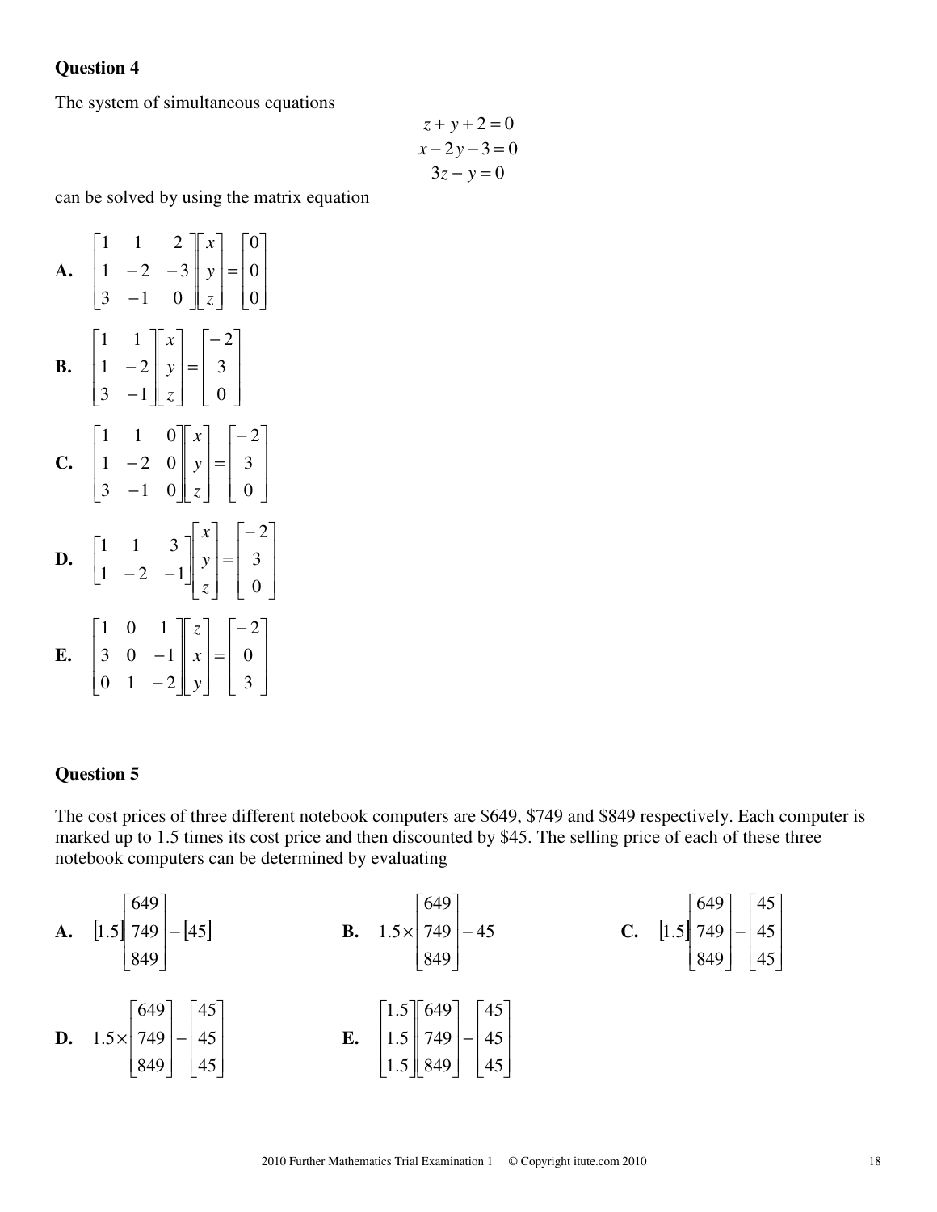**Question 4**

The system of simultaneous equations

$$z + y + 2 = 0$$
$$x - 2y - 3 = 0$$
$$3z - y = 0$$

can be solved by using the matrix equation

**A.** $\begin{bmatrix} 1 & 1 & 2 \\ 1 & -2 & -3 \\ 3 & -1 & 0 \end{bmatrix}\begin{bmatrix} x \\ y \\ z \end{bmatrix} = \begin{bmatrix} 0 \\ 0 \\ 0 \end{bmatrix}$

**B.** $\begin{bmatrix} 1 & 1 \\ 1 & -2 \\ 3 & -1 \end{bmatrix}\begin{bmatrix} x \\ y \\ z \end{bmatrix} = \begin{bmatrix} -2 \\ 3 \\ 0 \end{bmatrix}$

**C.** $\begin{bmatrix} 1 & 1 & 0 \\ 1 & -2 & 0 \\ 3 & -1 & 0 \end{bmatrix}\begin{bmatrix} x \\ y \\ z \end{bmatrix} = \begin{bmatrix} -2 \\ 3 \\ 0 \end{bmatrix}$

**D.** $\begin{bmatrix} 1 & 1 & 3 \\ 1 & -2 & -1 \end{bmatrix}\begin{bmatrix} x \\ y \\ z \end{bmatrix} = \begin{bmatrix} -2 \\ 3 \\ 0 \end{bmatrix}$

**E.** $\begin{bmatrix} 1 & 0 & 1 \\ 3 & 0 & -1 \\ 0 & 1 & -2 \end{bmatrix}\begin{bmatrix} z \\ x \\ y \end{bmatrix} = \begin{bmatrix} -2 \\ 0 \\ 3 \end{bmatrix}$

**Question 5**

The cost prices of three different notebook computers are $649, $749 and $849 respectively. Each computer is marked up to 1.5 times its cost price and then discounted by $45. The selling price of each of these three notebook computers can be determined by evaluating

**A.** $[1.5]\begin{bmatrix} 649 \\ 749 \\ 849 \end{bmatrix} - [45]$

**B.** $1.5 \times \begin{bmatrix} 649 \\ 749 \\ 849 \end{bmatrix} - 45$

**C.** $[1.5]\begin{bmatrix} 649 \\ 749 \\ 849 \end{bmatrix} - \begin{bmatrix} 45 \\ 45 \\ 45 \end{bmatrix}$

**D.** $1.5 \times \begin{bmatrix} 649 \\ 749 \\ 849 \end{bmatrix} - \begin{bmatrix} 45 \\ 45 \\ 45 \end{bmatrix}$

**E.** $\begin{bmatrix} 1.5 \\ 1.5 \\ 1.5 \end{bmatrix}\begin{bmatrix} 649 \\ 749 \\ 849 \end{bmatrix} - \begin{bmatrix} 45 \\ 45 \\ 45 \end{bmatrix}$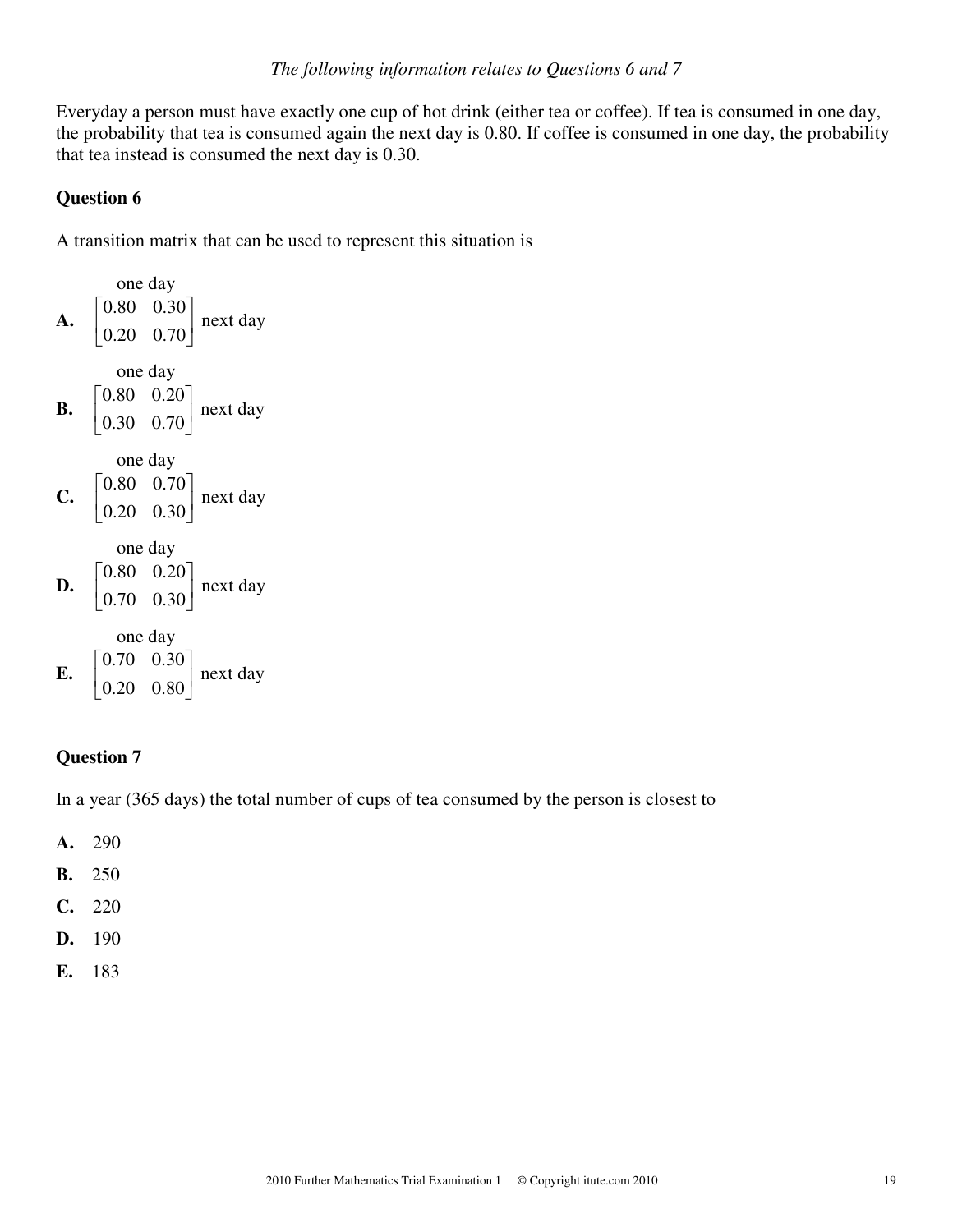*The following information relates to Questions 6 and 7*

Everyday a person must have exactly one cup of hot drink (either tea or coffee). If tea is consumed in one day, the probability that tea is consumed again the next day is 0.80. If coffee is consumed in one day, the probability that tea instead is consumed the next day is 0.30.

**Question 6**

A transition matrix that can be used to represent this situation is

**A.** $\overset{\text{one day}}{\begin{bmatrix} 0.80 & 0.30 \\ 0.20 & 0.70 \end{bmatrix}} \text{next day}$

**B.** $\overset{\text{one day}}{\begin{bmatrix} 0.80 & 0.20 \\ 0.30 & 0.70 \end{bmatrix}} \text{next day}$

**C.** $\overset{\text{one day}}{\begin{bmatrix} 0.80 & 0.70 \\ 0.20 & 0.30 \end{bmatrix}} \text{next day}$

**D.** $\overset{\text{one day}}{\begin{bmatrix} 0.80 & 0.20 \\ 0.70 & 0.30 \end{bmatrix}} \text{next day}$

**E.** $\overset{\text{one day}}{\begin{bmatrix} 0.70 & 0.30 \\ 0.20 & 0.80 \end{bmatrix}} \text{next day}$

**Question 7**

In a year (365 days) the total number of cups of tea consumed by the person is closest to

**A.** 290

**B.** 250

**C.** 220

**D.** 190

**E.** 183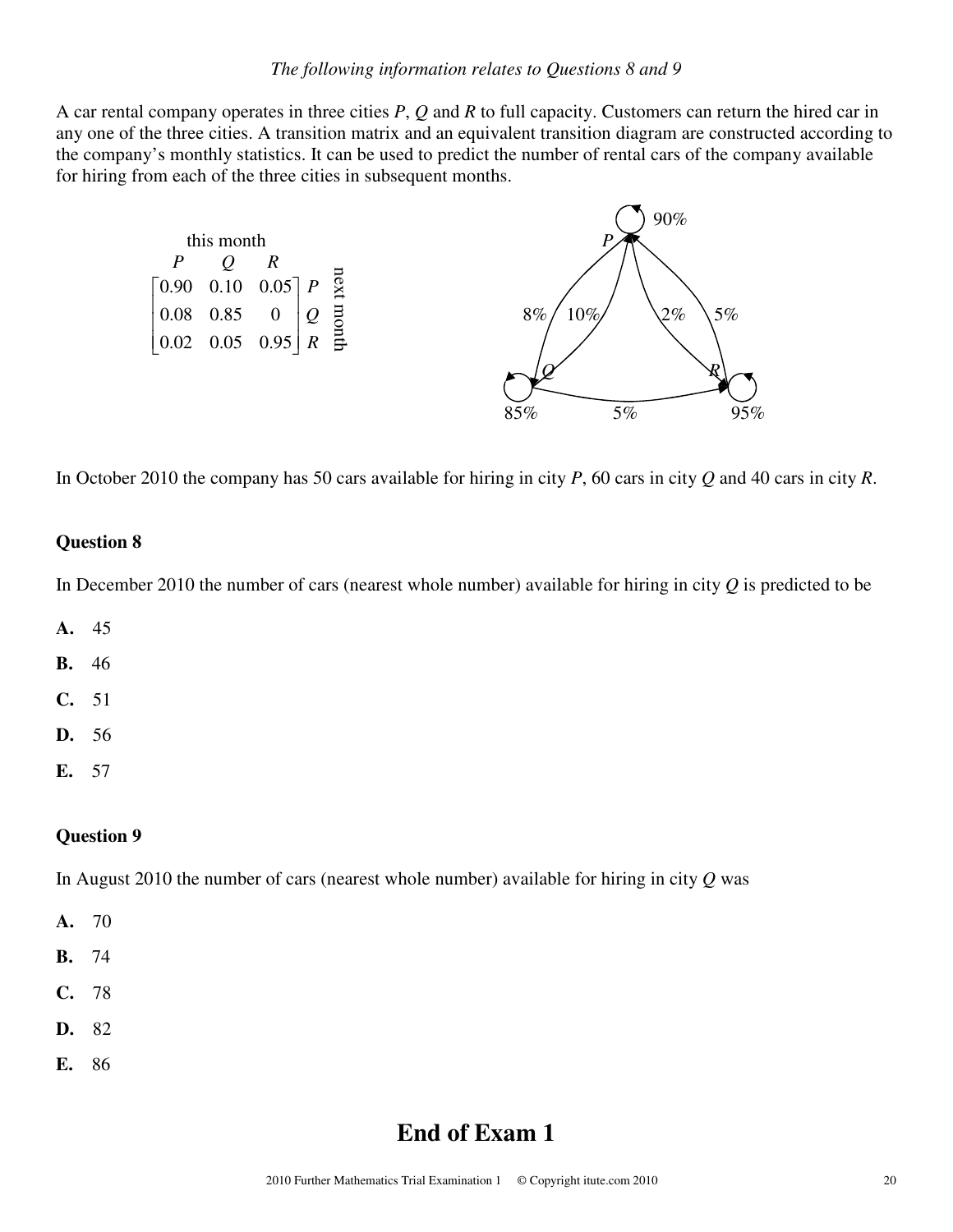*The following information relates to Questions 8 and 9*

A car rental company operates in three cities *P*, *Q* and *R* to full capacity. Customers can return the hired car in any one of the three cities. A transition matrix and an equivalent transition diagram are constructed according to the company's monthly statistics. It can be used to predict the number of rental cars of the company available for hiring from each of the three cities in subsequent months.

this month

$$\begin{array}{c} \begin{array}{ccc} P & Q & R \end{array} \\ \begin{bmatrix} 0.90 & 0.10 & 0.05 \\ 0.08 & 0.85 & 0 \\ 0.02 & 0.05 & 0.95 \end{bmatrix} \begin{array}{c} P \\ Q \\ R \end{array} \end{array}$$

next month

90%
P
8%
10%
2%
5%
Q
R
85%
5%
95%

In October 2010 the company has 50 cars available for hiring in city *P*, 60 cars in city *Q* and 40 cars in city *R*.

**Question 8**

In December 2010 the number of cars (nearest whole number) available for hiring in city *Q* is predicted to be

**A.** 45

**B.** 46

**C.** 51

**D.** 56

**E.** 57

**Question 9**

In August 2010 the number of cars (nearest whole number) available for hiring in city *Q* was

**A.** 70

**B.** 74

**C.** 78

**D.** 82

**E.** 86

# End of Exam 1